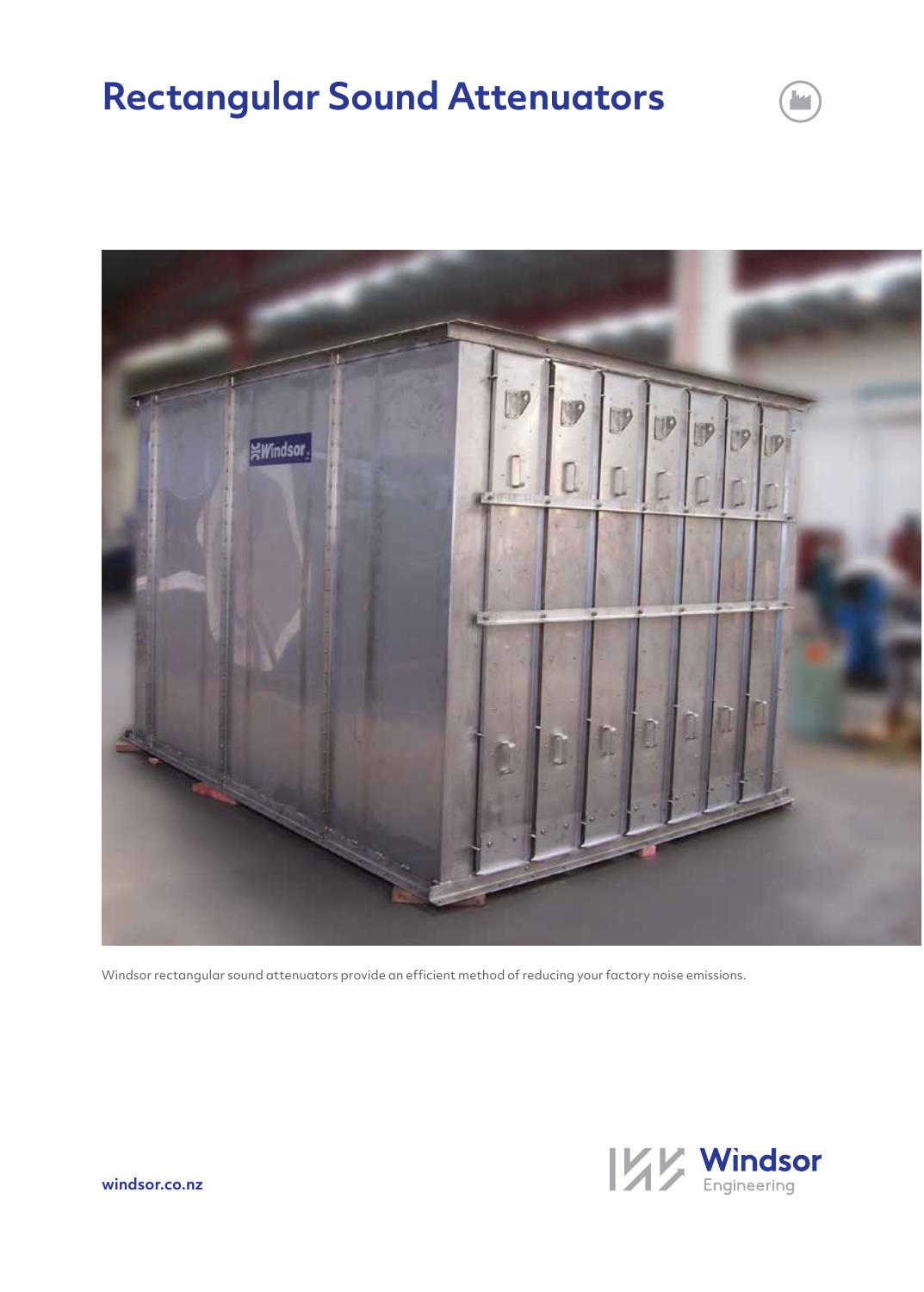# Rectangular Sound Attenuators

Windsor rectangular sound attenuators provide an efficient method of reducing your factory noise emissions.

windsor.co.nz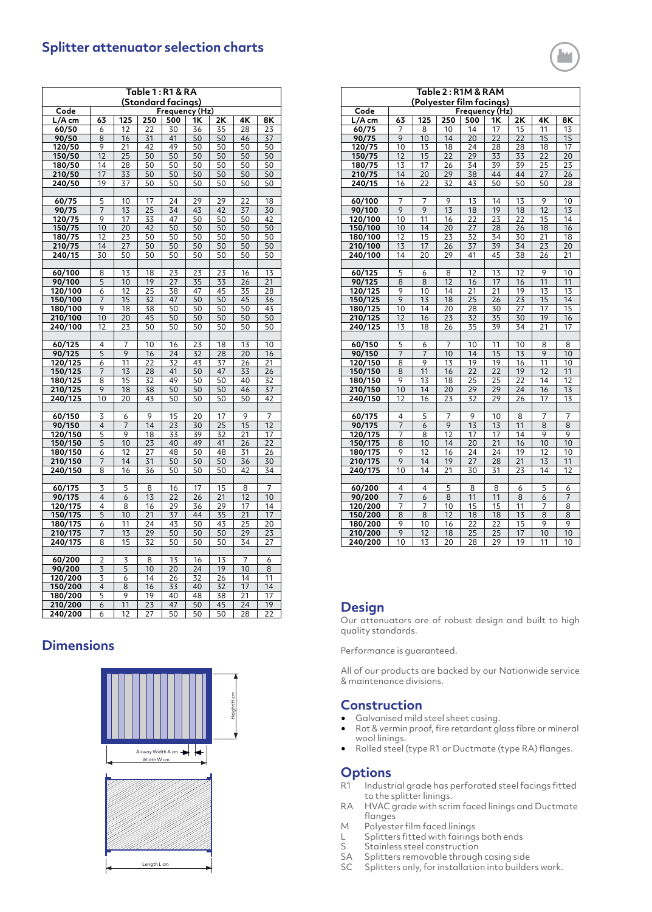## Splitter attenuator selection charts

| Table 1 : R1 & RA (Standard facings) | | | | | | | | |
|---|---|---|---|---|---|---|---|---|
| Code | Frequency (Hz) | | | | | | | |
| L/A cm | 63 | 125 | 250 | 500 | 1K | 2K | 4K | 8K |
| 60/50 | 6 | 12 | 22 | 30 | 36 | 35 | 28 | 23 |
| 90/50 | 8 | 16 | 31 | 41 | 50 | 50 | 46 | 37 |
| 120/50 | 9 | 21 | 42 | 49 | 50 | 50 | 50 | 50 |
| 150/50 | 12 | 25 | 50 | 50 | 50 | 50 | 50 | 50 |
| 180/50 | 14 | 28 | 50 | 50 | 50 | 50 | 50 | 50 |
| 210/50 | 17 | 33 | 50 | 50 | 50 | 50 | 50 | 50 |
| 240/50 | 19 | 37 | 50 | 50 | 50 | 50 | 50 | 50 |
| | | | | | | | | |
| 60/75 | 5 | 10 | 17 | 24 | 29 | 29 | 22 | 18 |
| 90/75 | 7 | 13 | 25 | 34 | 43 | 42 | 37 | 30 |
| 120/75 | 9 | 17 | 33 | 47 | 50 | 50 | 50 | 42 |
| 150/75 | 10 | 20 | 42 | 50 | 50 | 50 | 50 | 50 |
| 180/75 | 12 | 23 | 50 | 50 | 50 | 50 | 50 | 50 |
| 210/75 | 14 | 27 | 50 | 50 | 50 | 50 | 50 | 50 |
| 240/15 | 30 | 50 | 50 | 50 | 50 | 50 | 50 | 50 |
| | | | | | | | | |
| 60/100 | 8 | 13 | 18 | 23 | 23 | 23 | 16 | 13 |
| 90/100 | 5 | 10 | 19 | 27 | 35 | 33 | 26 | 21 |
| 120/100 | 6 | 12 | 25 | 38 | 47 | 45 | 35 | 28 |
| 150/100 | 7 | 15 | 32 | 47 | 50 | 50 | 45 | 36 |
| 180/100 | 9 | 18 | 38 | 50 | 50 | 50 | 50 | 43 |
| 210/100 | 10 | 20 | 45 | 50 | 50 | 50 | 50 | 50 |
| 240/100 | 12 | 23 | 50 | 50 | 50 | 50 | 50 | 50 |
| | | | | | | | | |
| 60/125 | 4 | 7 | 10 | 16 | 23 | 18 | 13 | 10 |
| 90/125 | 5 | 9 | 16 | 24 | 32 | 28 | 20 | 16 |
| 120/125 | 6 | 11 | 22 | 32 | 43 | 37 | 26 | 21 |
| 150/125 | 7 | 13 | 28 | 41 | 50 | 47 | 33 | 26 |
| 180/125 | 8 | 15 | 32 | 49 | 50 | 50 | 40 | 32 |
| 210/125 | 9 | 18 | 38 | 50 | 50 | 50 | 46 | 37 |
| 240/125 | 10 | 20 | 43 | 50 | 50 | 50 | 50 | 42 |
| | | | | | | | | |
| 60/150 | 3 | 6 | 9 | 15 | 20 | 17 | 9 | 7 |
| 90/150 | 4 | 7 | 14 | 23 | 30 | 25 | 15 | 12 |
| 120/150 | 5 | 9 | 18 | 33 | 39 | 32 | 21 | 17 |
| 150/150 | 5 | 10 | 23 | 40 | 49 | 41 | 26 | 22 |
| 180/150 | 6 | 12 | 27 | 48 | 50 | 48 | 31 | 26 |
| 210/150 | 7 | 14 | 31 | 50 | 50 | 50 | 36 | 30 |
| 240/150 | 8 | 16 | 36 | 50 | 50 | 50 | 42 | 34 |
| | | | | | | | | |
| 60/175 | 3 | 5 | 8 | 16 | 17 | 15 | 8 | 7 |
| 90/175 | 4 | 6 | 13 | 22 | 26 | 21 | 12 | 10 |
| 120/175 | 4 | 8 | 16 | 29 | 36 | 29 | 17 | 14 |
| 150/175 | 5 | 10 | 21 | 37 | 44 | 35 | 21 | 17 |
| 180/175 | 6 | 11 | 24 | 43 | 50 | 43 | 25 | 20 |
| 210/175 | 7 | 13 | 29 | 50 | 50 | 50 | 29 | 23 |
| 240/175 | 8 | 15 | 32 | 50 | 50 | 50 | 34 | 27 |
| | | | | | | | | |
| 60/200 | 2 | 3 | 8 | 13 | 16 | 13 | 7 | 6 |
| 90/200 | 3 | 5 | 10 | 20 | 24 | 19 | 10 | 8 |
| 120/200 | 3 | 6 | 14 | 26 | 32 | 26 | 14 | 11 |
| 150/200 | 4 | 8 | 16 | 33 | 40 | 32 | 17 | 14 |
| 180/200 | 5 | 9 | 19 | 40 | 48 | 38 | 21 | 17 |
| 210/200 | 6 | 11 | 23 | 47 | 50 | 45 | 24 | 19 |
| 240/200 | 6 | 12 | 27 | 50 | 50 | 50 | 28 | 22 |

| Table 2 : R1M & RAM (Polyester film facings) | | | | | | | | |
|---|---|---|---|---|---|---|---|---|
| Code | Frequency (Hz) | | | | | | | |
| L/A cm | 63 | 125 | 250 | 500 | 1K | 2K | 4K | 8K |
| 60/75 | 7 | 8 | 10 | 14 | 17 | 15 | 11 | 13 |
| 90/75 | 9 | 10 | 14 | 20 | 22 | 22 | 15 | 15 |
| 120/75 | 10 | 13 | 18 | 24 | 28 | 28 | 18 | 17 |
| 150/75 | 12 | 15 | 22 | 29 | 33 | 33 | 22 | 20 |
| 180/75 | 13 | 17 | 26 | 34 | 39 | 39 | 25 | 23 |
| 210/75 | 14 | 20 | 29 | 38 | 44 | 44 | 27 | 26 |
| 240/15 | 16 | 22 | 32 | 43 | 50 | 50 | 50 | 28 |
| | | | | | | | | |
| 60/100 | 7 | 7 | 9 | 13 | 14 | 13 | 9 | 10 |
| 90/100 | 9 | 9 | 13 | 18 | 19 | 18 | 12 | 13 |
| 120/100 | 10 | 11 | 16 | 22 | 23 | 22 | 15 | 14 |
| 150/100 | 10 | 14 | 20 | 27 | 28 | 26 | 18 | 16 |
| 180/100 | 12 | 15 | 23 | 32 | 34 | 30 | 21 | 18 |
| 210/100 | 13 | 17 | 26 | 37 | 39 | 34 | 23 | 20 |
| 240/100 | 14 | 20 | 29 | 41 | 45 | 38 | 26 | 21 |
| | | | | | | | | |
| 60/125 | 5 | 6 | 8 | 12 | 13 | 12 | 9 | 10 |
| 90/125 | 8 | 8 | 12 | 16 | 17 | 16 | 11 | 11 |
| 120/125 | 9 | 10 | 14 | 21 | 21 | 19 | 13 | 13 |
| 150/125 | 9 | 13 | 18 | 25 | 26 | 23 | 15 | 14 |
| 180/125 | 10 | 14 | 20 | 28 | 30 | 27 | 17 | 15 |
| 210/125 | 12 | 16 | 23 | 32 | 35 | 30 | 19 | 16 |
| 240/125 | 13 | 18 | 26 | 35 | 39 | 34 | 21 | 17 |
| | | | | | | | | |
| 60/150 | 5 | 6 | 7 | 10 | 11 | 10 | 8 | 8 |
| 90/150 | 7 | 7 | 10 | 14 | 15 | 13 | 9 | 10 |
| 120/150 | 8 | 9 | 13 | 19 | 19 | 16 | 11 | 10 |
| 150/150 | 8 | 11 | 16 | 22 | 22 | 19 | 12 | 11 |
| 180/150 | 9 | 13 | 18 | 25 | 25 | 22 | 14 | 12 |
| 210/150 | 10 | 14 | 20 | 29 | 29 | 24 | 16 | 13 |
| 240/150 | 12 | 16 | 23 | 32 | 29 | 26 | 17 | 13 |
| | | | | | | | | |
| 60/175 | 4 | 5 | 7 | 9 | 10 | 8 | 7 | 7 |
| 90/175 | 7 | 6 | 9 | 13 | 13 | 11 | 8 | 8 |
| 120/175 | 7 | 8 | 12 | 17 | 17 | 14 | 9 | 9 |
| 150/175 | 8 | 10 | 14 | 20 | 21 | 16 | 10 | 10 |
| 180/175 | 9 | 12 | 16 | 24 | 24 | 19 | 12 | 10 |
| 210/175 | 9 | 14 | 19 | 27 | 28 | 21 | 13 | 11 |
| 240/175 | 10 | 14 | 21 | 30 | 31 | 23 | 14 | 12 |
| | | | | | | | | |
| 60/200 | 4 | 4 | 5 | 8 | 8 | 6 | 5 | 6 |
| 90/200 | 7 | 6 | 8 | 11 | 11 | 8 | 6 | 7 |
| 120/200 | 7 | 7 | 10 | 15 | 15 | 11 | 7 | 8 |
| 150/200 | 8 | 8 | 12 | 18 | 18 | 13 | 8 | 8 |
| 180/200 | 9 | 10 | 16 | 22 | 22 | 15 | 9 | 9 |
| 210/200 | 9 | 12 | 18 | 25 | 25 | 17 | 10 | 10 |
| 240/200 | 10 | 13 | 20 | 28 | 29 | 19 | 11 | 10 |

## Dimensions

Height H cm

Airway Width A cm

Width W cm

Length L cm

## Design

Our attenuators are of robust design and built to high quality standards.

Performance is guaranteed.

All of our products are backed by our Nationwide service & maintenance divisions.

## Construction

- Galvanised mild steel sheet casing.
- Rot & vermin proof, fire retardant glass fibre or mineral wool linings.
- Rolled steel (type R1 or Ductmate (type RA) flanges.

## Options

- R1 Industrial grade has perforated steel facings fitted to the splitter linings.
- RA HVAC grade with scrim faced linings and Ductmate flanges
- M Polyester film faced linings
- L Splitters fitted with fairings both ends
- S Stainless steel construction
- SA Splitters removable through casing side
- SC Splitters only, for installation into builders work.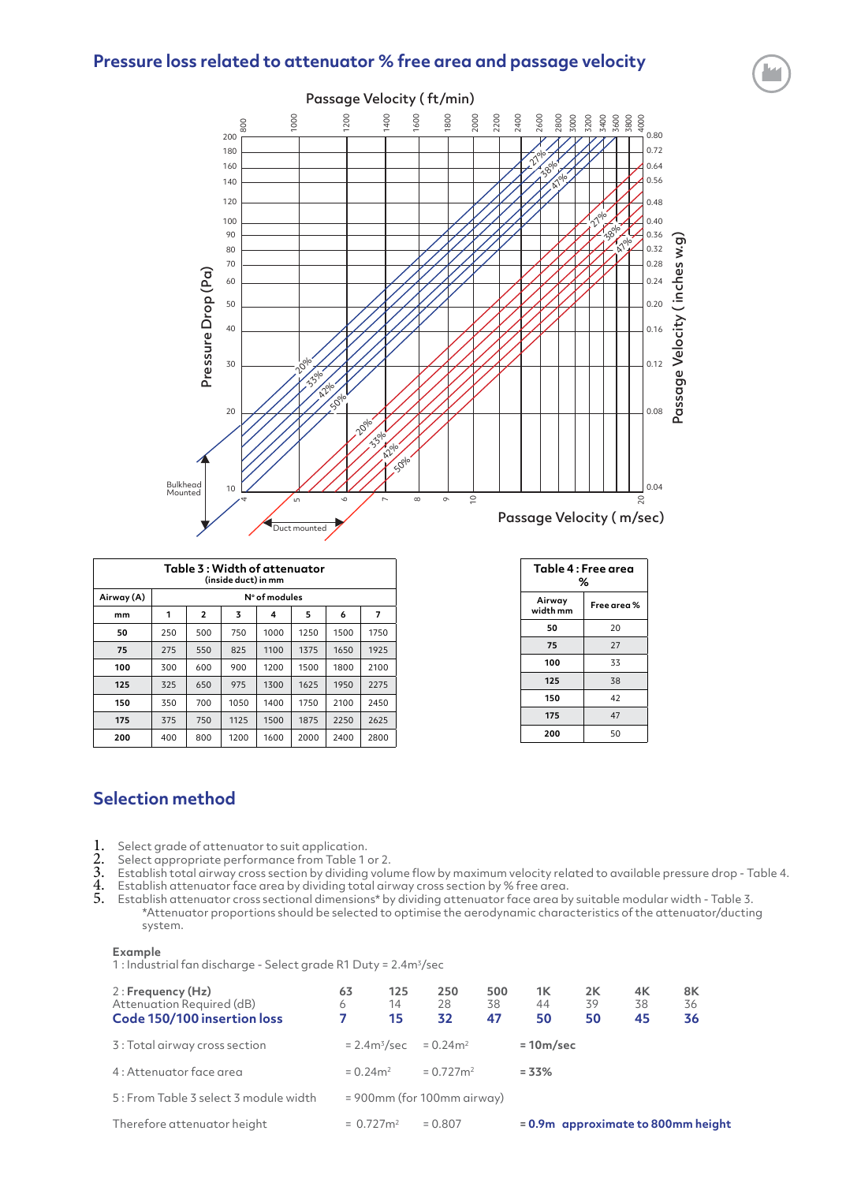## Pressure loss related to attenuator % free area and passage velocity

Passage Velocity ( ft/min)

Pressure Drop (Pa)

Passage Velocity ( inches w.g)

Passage Velocity ( m/sec)

Bulkhead Mounted

Duct mounted

| Table 3 : Width of attenuator (inside duct) in mm | | | | | | | |
|---|---|---|---|---|---|---|---|
| Airway (A) | N° of modules | | | | | | |
| mm | 1 | 2 | 3 | 4 | 5 | 6 | 7 |
| 50 | 250 | 500 | 750 | 1000 | 1250 | 1500 | 1750 |
| 75 | 275 | 550 | 825 | 1100 | 1375 | 1650 | 1925 |
| 100 | 300 | 600 | 900 | 1200 | 1500 | 1800 | 2100 |
| 125 | 325 | 650 | 975 | 1300 | 1625 | 1950 | 2275 |
| 150 | 350 | 700 | 1050 | 1400 | 1750 | 2100 | 2450 |
| 175 | 375 | 750 | 1125 | 1500 | 1875 | 2250 | 2625 |
| 200 | 400 | 800 | 1200 | 1600 | 2000 | 2400 | 2800 |

| Table 4 : Free area % | |
|---|---|
| Airway width mm | Free area % |
| 50 | 20 |
| 75 | 27 |
| 100 | 33 |
| 125 | 38 |
| 150 | 42 |
| 175 | 47 |
| 200 | 50 |

## Selection method

1. Select grade of attenuator to suit application.
2. Select appropriate performance from Table 1 or 2.
3. Establish total airway cross section by dividing volume flow by maximum velocity related to available pressure drop - Table 4.
4. Establish attenuator face area by dividing total airway cross section by % free area.
5. Establish attenuator cross sectional dimensions* by dividing attenuator face area by suitable modular width - Table 3.
   *Attenuator proportions should be selected to optimise the aerodynamic characteristics of the attenuator/ducting system.

**Example**

1 : Industrial fan discharge - Select grade R1 Duty = 2.4m³/sec

| 2 : **Frequency (Hz)** | 63 | 125 | 250 | 500 | 1K | 2K | 4K | 8K |
|---|---|---|---|---|---|---|---|---|
| Attenuation Required (dB) | 6 | 14 | 28 | 38 | 44 | 39 | 38 | 36 |
| **Code 150/100 insertion loss** | **7** | **15** | **32** | **47** | **50** | **50** | **45** | **36** |

3 : Total airway cross section = 2.4m³/sec ÷ 0.24m² = 10m/sec

4 : Attenuator face area = 0.24m² ÷ 0.727m² = 33%

5 : From Table 3 select 3 module width = 900mm (for 100mm airway)

Therefore attenuator height = 0.727m² ÷ 0.807 = **0.9m approximate to 800mm height**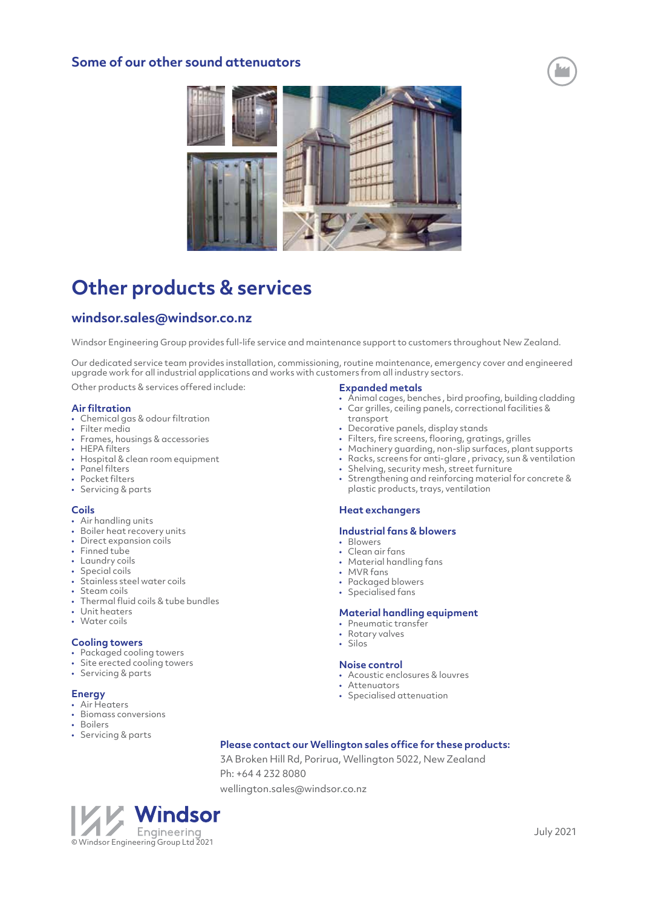## Some of our other sound attenuators

# Other products & services

## windsor.sales@windsor.co.nz

Windsor Engineering Group provides full-life service and maintenance support to customers throughout New Zealand.

Our dedicated service team provides installation, commissioning, routine maintenance, emergency cover and engineered upgrade work for all industrial applications and works with customers from all industry sectors.

Other products & services offered include:

### Air filtration

- Chemical gas & odour filtration
- Filter media
- Frames, housings & accessories
- HEPA filters
- Hospital & clean room equipment
- Panel filters
- Pocket filters
- Servicing & parts

### Coils

- Air handling units
- Boiler heat recovery units
- Direct expansion coils
- Finned tube
- Laundry coils
- Special coils
- Stainless steel water coils
- Steam coils
- Thermal fluid coils & tube bundles
- Unit heaters
- Water coils

### Cooling towers

- Packaged cooling towers
- Site erected cooling towers
- Servicing & parts

### Energy

- Air Heaters
- Biomass conversions
- Boilers
- Servicing & parts

### Expanded metals

- Animal cages, benches , bird proofing, building cladding
- Car grilles, ceiling panels, correctional facilities & transport
- Decorative panels, display stands
- Filters, fire screens, flooring, gratings, grilles
- Machinery guarding, non-slip surfaces, plant supports
- Racks, screens for anti-glare , privacy, sun & ventilation
- Shelving, security mesh, street furniture
- Strengthening and reinforcing material for concrete & plastic products, trays, ventilation

### Heat exchangers

### Industrial fans & blowers

- Blowers
- Clean air fans
- Material handling fans
- MVR fans
- Packaged blowers
- Specialised fans

### Material handling equipment

- Pneumatic transfer
- Rotary valves
- Silos

### Noise control

- Acoustic enclosures & louvres
- Attenuators
- Specialised attenuation

**Please contact our Wellington sales office for these products:**

3A Broken Hill Rd, Porirua, Wellington 5022, New Zealand

Ph: +64 4 232 8080

wellington.sales@windsor.co.nz

Windsor Engineering

© Windsor Engineering Group Ltd 2021

July 2021